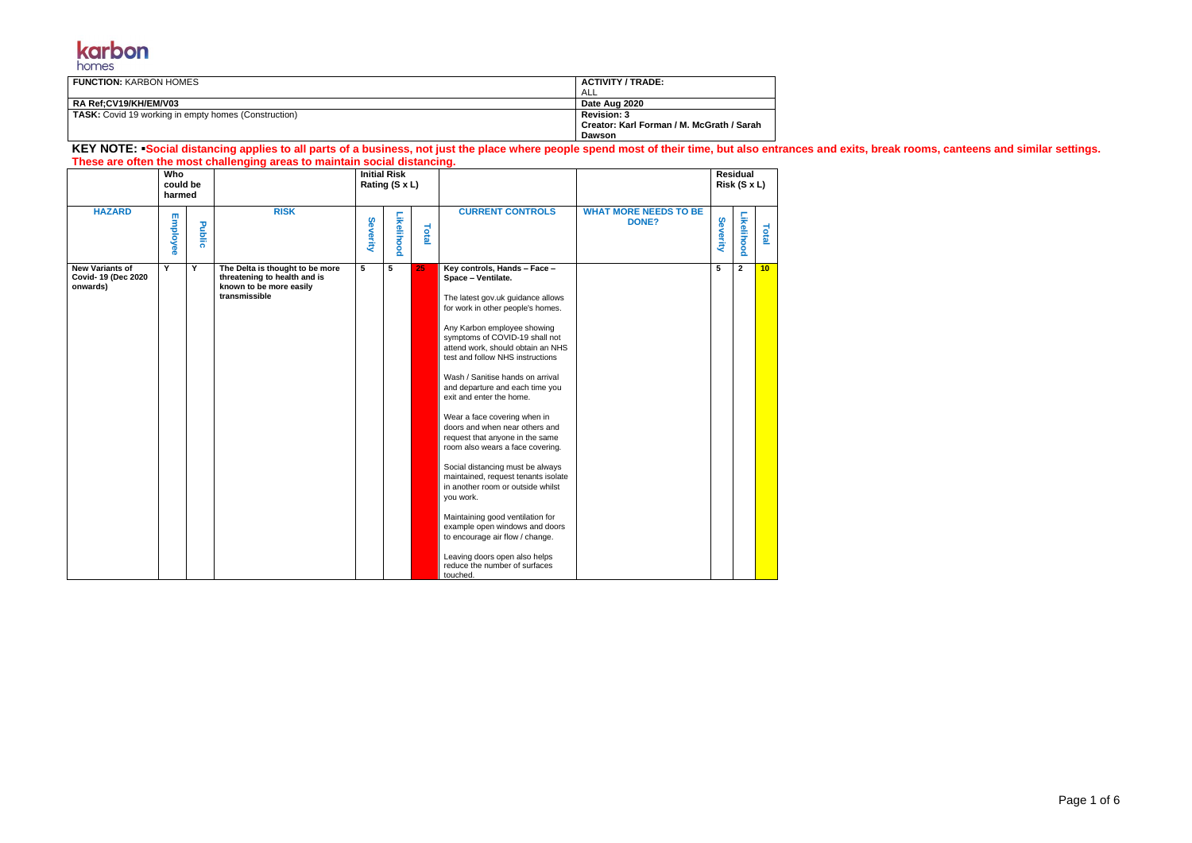karbon homes

| **FUNCTION:** KARBON HOMES | **ACTIVITY / TRADE:** ALL |
| --- | --- |
| **RA Ref;CV19/KH/EM/V03** | **Date Aug 2020** |
| **TASK:** Covid 19 working in empty homes (Construction) | **Revision: 3** **Creator: Karl Forman / M. McGrath / Sarah Dawson** |

**KEY NOTE: ▪Social distancing applies to all parts of a business, not just the place where people spend most of their time, but also entrances and exits, break rooms, canteens and similar settings. These are often the most challenging areas to maintain social distancing.**

| | Who could be harmed | | | Initial Risk Rating (S x L) | | | | | Residual Risk (S x L) | | |
| --- | --- | --- | --- | --- | --- | --- | --- | --- | --- | --- | --- |
| **HAZARD** | **Employee** | **Public** | **RISK** | **Severity** | **Likelihood** | **Total** | **CURRENT CONTROLS** | **WHAT MORE NEEDS TO BE DONE?** | **Severity** | **Likelihood** | **Total** |
| **New Variants of Covid- 19 (Dec 2020 onwards)** | Y | Y | **The Delta is thought to be more threatening to health and is known to be more easily transmissible** | 5 | 5 | 25 | **Key controls, Hands – Face – Space – Ventilate.**<br><br>The latest gov.uk guidance allows for work in other people's homes.<br><br>Any Karbon employee showing symptoms of COVID-19 shall not attend work, should obtain an NHS test and follow NHS instructions<br><br>Wash / Sanitise hands on arrival and departure and each time you exit and enter the home.<br><br>Wear a face covering when in doors and when near others and request that anyone in the same room also wears a face covering.<br><br>Social distancing must be always maintained, request tenants isolate in another room or outside whilst you work.<br><br>Maintaining good ventilation for example open windows and doors to encourage air flow / change.<br><br>Leaving doors open also helps reduce the number of surfaces touched. | | 5 | 2 | 10 |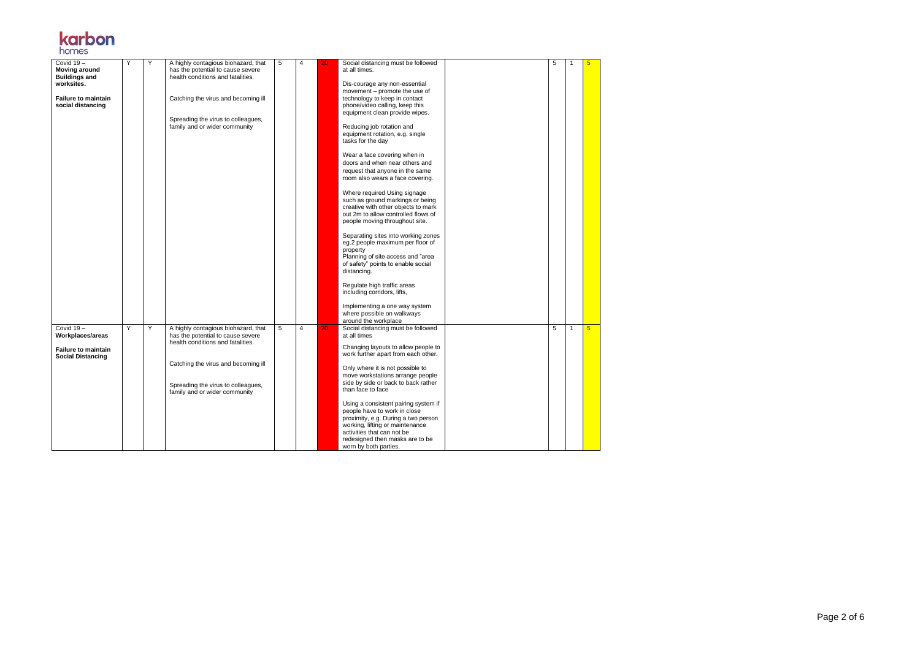**karbon** homes

| | | | | | | | | | | | |
|---|---|---|---|---|---|---|---|---|---|---|---|
| Covid 19 – **Moving around Buildings and worksites.**<br><br>**Failure to maintain social distancing** | Y | Y | A highly contagious biohazard, that has the potential to cause severe health conditions and fatalities.<br><br>Catching the virus and becoming ill<br><br>Spreading the virus to colleagues, family and or wider community | 5 | 4 | 20 | Social distancing must be followed at all times.<br><br>Dis-courage any non-essential movement – promote the use of technology to keep in contact phone/video calling, keep this equipment clean provide wipes.<br><br>Reducing job rotation and equipment rotation, e.g. single tasks for the day<br><br>Wear a face covering when in doors and when near others and request that anyone in the same room also wears a face covering.<br><br>Where required Using signage such as ground markings or being creative with other objects to mark out 2m to allow controlled flows of people moving throughout site.<br><br>Separating sites into working zones eg.2 people maximum per floor of property<br>Planning of site access and "area of safety" points to enable social distancing.<br><br>Regulate high traffic areas including corridors, lifts,<br><br>Implementing a one way system where possible on walkways around the workplace | | 5 | 1 | 5 |
| Covid 19 – **Workplaces/areas**<br><br>**Failure to maintain Social Distancing** | Y | Y | A highly contagious biohazard, that has the potential to cause severe health conditions and fatalities.<br><br>Catching the virus and becoming ill<br><br>Spreading the virus to colleagues, family and or wider community | 5 | 4 | 20 | Social distancing must be followed at all times<br><br>Changing layouts to allow people to work further apart from each other.<br><br>Only where it is not possible to move workstations arrange people side by side or back to back rather than face to face<br><br>Using a consistent pairing system if people have to work in close proximity, e.g. During a two person working, lifting or maintenance activities that can not be redesigned then masks are to be worn by both parties. | | 5 | 1 | 5 |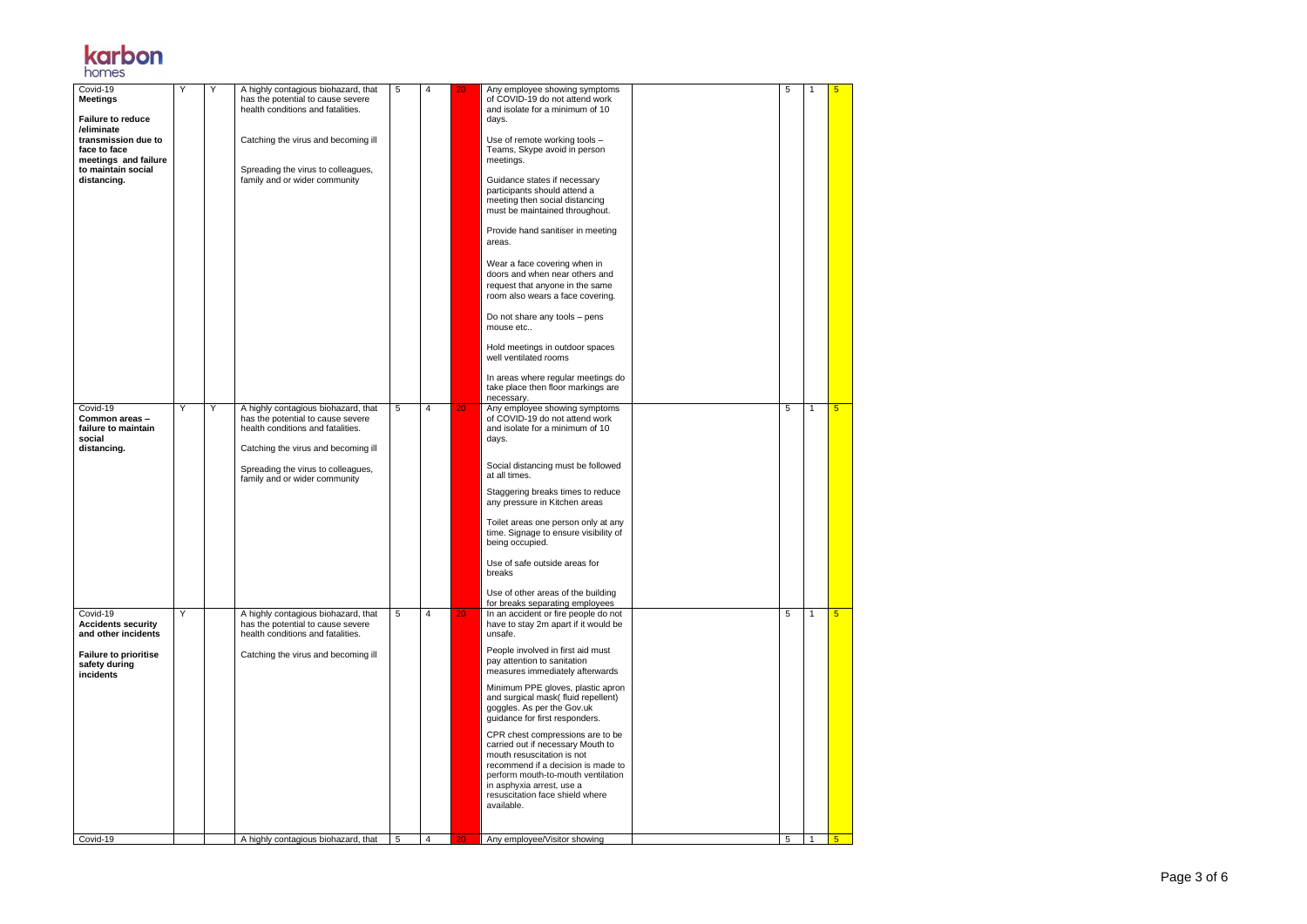| | | | | | | | | | | | |
|---|---|---|---|---|---|---|---|---|---|---|---|
| Covid-19 **Meetings** **Failure to reduce /eliminate transmission due to face to face meetings and failure to maintain social distancing.** | Y | Y | A highly contagious biohazard, that has the potential to cause severe health conditions and fatalities. Catching the virus and becoming ill Spreading the virus to colleagues, family and or wider community | 5 | 4 | 20 | Any employee showing symptoms of COVID-19 do not attend work and isolate for a minimum of 10 days. Use of remote working tools – Teams, Skype avoid in person meetings. Guidance states if necessary participants should attend a meeting then social distancing must be maintained throughout. Provide hand sanitiser in meeting areas. Wear a face covering when in doors and when near others and request that anyone in the same room also wears a face covering. Do not share any tools – pens mouse etc.. Hold meetings in outdoor spaces well ventilated rooms In areas where regular meetings do take place then floor markings are necessary. | | 5 | 1 | 5 |
| Covid-19 **Common areas – failure to maintain social distancing.** | Y | Y | A highly contagious biohazard, that has the potential to cause severe health conditions and fatalities. Catching the virus and becoming ill Spreading the virus to colleagues, family and or wider community | 5 | 4 | 20 | Any employee showing symptoms of COVID-19 do not attend work and isolate for a minimum of 10 days. Social distancing must be followed at all times. Staggering breaks times to reduce any pressure in Kitchen areas Toilet areas one person only at any time. Signage to ensure visibility of being occupied. Use of safe outside areas for breaks Use of other areas of the building for breaks separating employees | | 5 | 1 | 5 |
| Covid-19 **Accidents security and other incidents** **Failure to prioritise safety during incidents** | Y | | A highly contagious biohazard, that has the potential to cause severe health conditions and fatalities. Catching the virus and becoming ill | 5 | 4 | 20 | In an accident or fire people do not have to stay 2m apart if it would be unsafe. People involved in first aid must pay attention to sanitation measures immediately afterwards Minimum PPE gloves, plastic apron and surgical mask( fluid repellent) goggles. As per the Gov.uk guidance for first responders. CPR chest compressions are to be carried out if necessary Mouth to mouth resuscitation is not recommend if a decision is made to perform mouth-to-mouth ventilation in asphyxia arrest, use a resuscitation face shield where available. | | 5 | 1 | 5 |
| Covid-19 | | | A highly contagious biohazard, that | 5 | 4 | 20 | Any employee/Visitor showing | | 5 | 1 | 5 |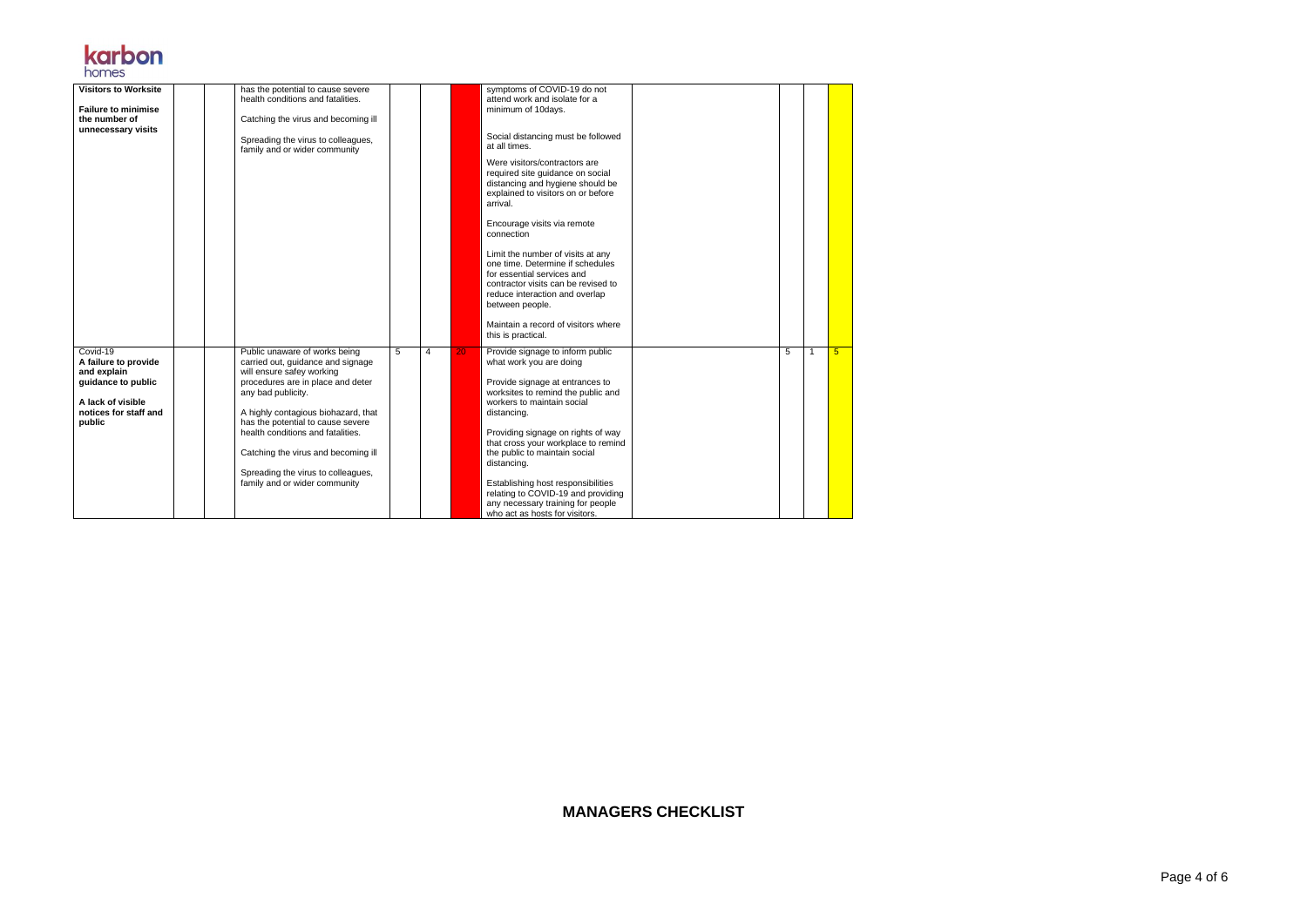| | | | | | | | | | | |
|---|---|---|---|---|---|---|---|---|---|---|
| **Visitors to Worksite**<br><br>**Failure to minimise the number of unnecessary visits** | | | has the potential to cause severe health conditions and fatalities.<br><br>Catching the virus and becoming ill<br><br>Spreading the virus to colleagues, family and or wider community | | | | symptoms of COVID-19 do not attend work and isolate for a minimum of 10days.<br><br>Social distancing must be followed at all times.<br><br>Were visitors/contractors are required site guidance on social distancing and hygiene should be explained to visitors on or before arrival.<br><br>Encourage visits via remote connection<br><br>Limit the number of visits at any one time. Determine if schedules for essential services and contractor visits can be revised to reduce interaction and overlap between people.<br><br>Maintain a record of visitors where this is practical. | | | | |
| Covid-19<br>**A failure to provide and explain guidance to public**<br><br>**A lack of visible notices for staff and public** | | | Public unaware of works being carried out, guidance and signage will ensure safey working procedures are in place and deter any bad publicity.<br><br>A highly contagious biohazard, that has the potential to cause severe health conditions and fatalities.<br><br>Catching the virus and becoming ill<br><br>Spreading the virus to colleagues, family and or wider community | 5 | 4 | 20 | Provide signage to inform public what work you are doing<br><br>Provide signage at entrances to worksites to remind the public and workers to maintain social distancing.<br><br>Providing signage on rights of way that cross your workplace to remind the public to maintain social distancing.<br><br>Establishing host responsibilities relating to COVID-19 and providing any necessary training for people who act as hosts for visitors. | | 5 | 1 | 5 |

**MANAGERS CHECKLIST**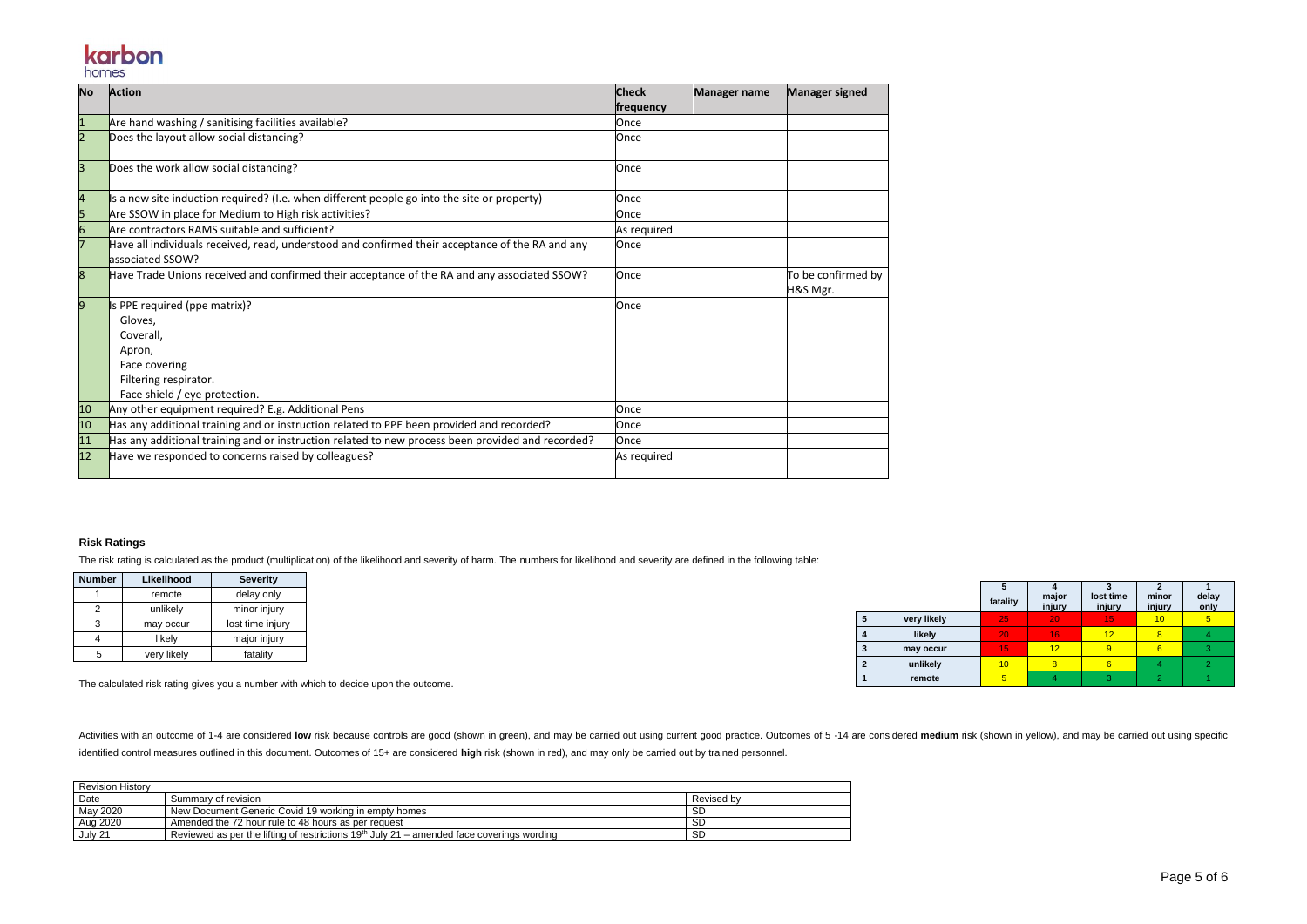karbon homes

| No | Action | Check frequency | Manager name | Manager signed |
|---|---|---|---|---|
| 1 | Are hand washing / sanitising facilities available? | Once | | |
| 2 | Does the layout allow social distancing? | Once | | |
| 3 | Does the work allow social distancing? | Once | | |
| 4 | Is a new site induction required? (I.e. when different people go into the site or property) | Once | | |
| 5 | Are SSOW in place for Medium to High risk activities? | Once | | |
| 6 | Are contractors RAMS suitable and sufficient? | As required | | |
| 7 | Have all individuals received, read, understood and confirmed their acceptance of the RA and any associated SSOW? | Once | | |
| 8 | Have Trade Unions received and confirmed their acceptance of the RA and any associated SSOW? | Once | | To be confirmed by H&S Mgr. |
| 9 | Is PPE required (ppe matrix)?<br>Gloves,<br>Coverall,<br>Apron,<br>Face covering<br>Filtering respirator.<br>Face shield / eye protection. | Once | | |
| 10 | Any other equipment required? E.g. Additional Pens | Once | | |
| 10 | Has any additional training and or instruction related to PPE been provided and recorded? | Once | | |
| 11 | Has any additional training and or instruction related to new process been provided and recorded? | Once | | |
| 12 | Have we responded to concerns raised by colleagues? | As required | | |

## Risk Ratings

The risk rating is calculated as the product (multiplication) of the likelihood and severity of harm. The numbers for likelihood and severity are defined in the following table:

| Number | Likelihood | Severity |
|---|---|---|
| 1 | remote | delay only |
| 2 | unlikely | minor injury |
| 3 | may occur | lost time injury |
| 4 | likely | major injury |
| 5 | very likely | fatality |

| | | 5 fatality | 4 major injury | 3 lost time injury | 2 minor injury | 1 delay only |
|---|---|---|---|---|---|---|
| 5 | very likely | 25 | 20 | 15 | 10 | 5 |
| 4 | likely | 20 | 16 | 12 | 8 | 4 |
| 3 | may occur | 15 | 12 | 9 | 6 | 3 |
| 2 | unlikely | 10 | 8 | 6 | 4 | 2 |
| 1 | remote | 5 | 4 | 3 | 2 | 1 |

The calculated risk rating gives you a number with which to decide upon the outcome.

Activities with an outcome of 1-4 are considered **low** risk because controls are good (shown in green), and may be carried out using current good practice. Outcomes of 5 -14 are considered **medium** risk (shown in yellow), and may be carried out using specific identified control measures outlined in this document. Outcomes of 15+ are considered **high** risk (shown in red), and may only be carried out by trained personnel.

| Revision History | | |
|---|---|---|
| Date | Summary of revision | Revised by |
| May 2020 | New Document Generic Covid 19 working in empty homes | SD |
| Aug 2020 | Amended the 72 hour rule to 48 hours as per request | SD |
| July 21 | Reviewed as per the lifting of restrictions 19th July 21 – amended face coverings wording | SD |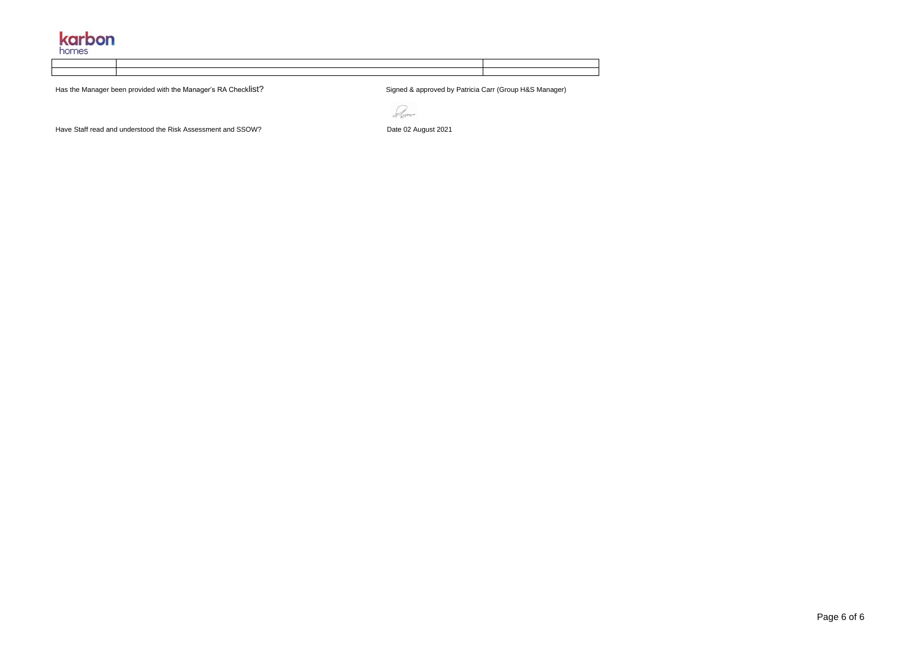karbon homes

| | | |
|---|---|---|
| | | |
| | | |

Has the Manager been provided with the Manager's RA Checklist?

Have Staff read and understood the Risk Assessment and SSOW?

Signed & approved by Patricia Carr (Group H&S Manager)

Date 02 August 2021